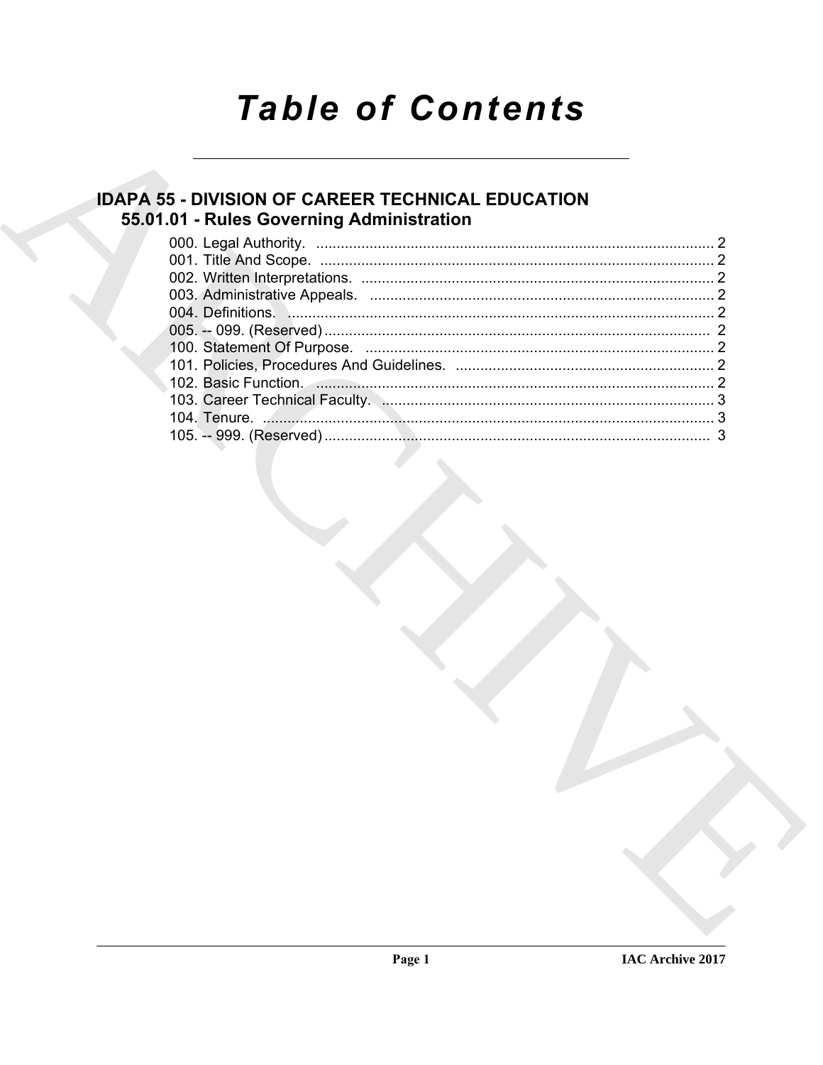# Table of Contents

## IDAPA 55 - DIVISION OF CAREER TECHNICAL EDUCATION

### 55.01.01 - Rules Governing Administration

000. Legal Authority. ..... 2
001. Title And Scope. ..... 2
002. Written Interpretations. ..... 2
003. Administrative Appeals. ..... 2
004. Definitions. ..... 2
005. -- 099. (Reserved) ..... 2
100. Statement Of Purpose. ..... 2
101. Policies, Procedures And Guidelines. ..... 2
102. Basic Function. ..... 2
103. Career Technical Faculty. ..... 3
104. Tenure. ..... 3
105. -- 999. (Reserved) ..... 3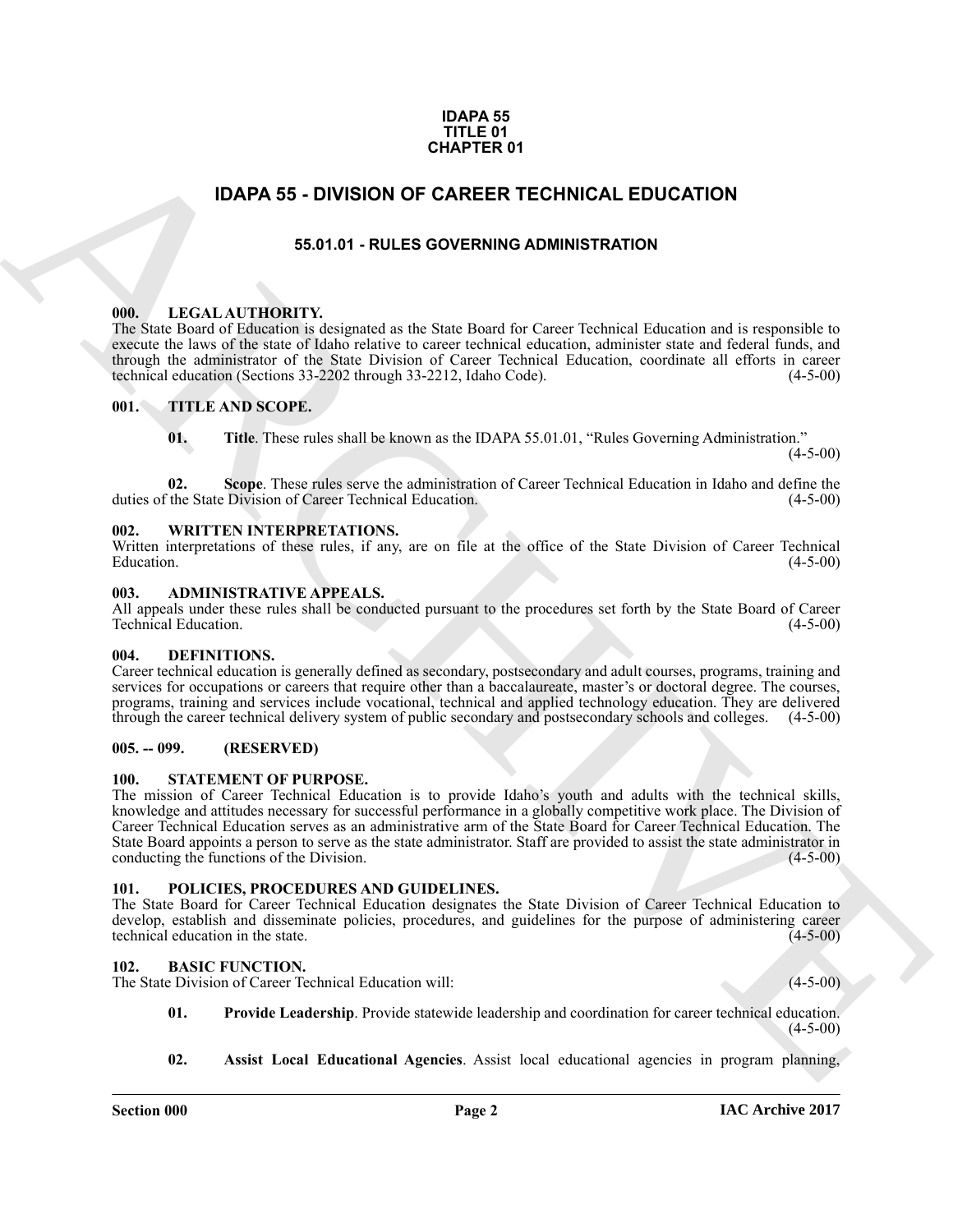**IDAPA 55**
**TITLE 01**
**CHAPTER 01**

# IDAPA 55 - DIVISION OF CAREER TECHNICAL EDUCATION

## 55.01.01 - RULES GOVERNING ADMINISTRATION

### 000. LEGAL AUTHORITY.

The State Board of Education is designated as the State Board for Career Technical Education and is responsible to execute the laws of the state of Idaho relative to career technical education, administer state and federal funds, and through the administrator of the State Division of Career Technical Education, coordinate all efforts in career technical education (Sections 33-2202 through 33-2212, Idaho Code). (4-5-00)

### 001. TITLE AND SCOPE.

**01. Title**. These rules shall be known as the IDAPA 55.01.01, "Rules Governing Administration." (4-5-00)

**02. Scope**. These rules serve the administration of Career Technical Education in Idaho and define the duties of the State Division of Career Technical Education. (4-5-00)

### 002. WRITTEN INTERPRETATIONS.

Written interpretations of these rules, if any, are on file at the office of the State Division of Career Technical Education. (4-5-00)

### 003. ADMINISTRATIVE APPEALS.

All appeals under these rules shall be conducted pursuant to the procedures set forth by the State Board of Career Technical Education. (4-5-00)

### 004. DEFINITIONS.

Career technical education is generally defined as secondary, postsecondary and adult courses, programs, training and services for occupations or careers that require other than a baccalaureate, master's or doctoral degree. The courses, programs, training and services include vocational, technical and applied technology education. They are delivered through the career technical delivery system of public secondary and postsecondary schools and colleges. (4-5-00)

### 005. -- 099. (RESERVED)

### 100. STATEMENT OF PURPOSE.

The mission of Career Technical Education is to provide Idaho's youth and adults with the technical skills, knowledge and attitudes necessary for successful performance in a globally competitive work place. The Division of Career Technical Education serves as an administrative arm of the State Board for Career Technical Education. The State Board appoints a person to serve as the state administrator. Staff are provided to assist the state administrator in conducting the functions of the Division. (4-5-00)

### 101. POLICIES, PROCEDURES AND GUIDELINES.

The State Board for Career Technical Education designates the State Division of Career Technical Education to develop, establish and disseminate policies, procedures, and guidelines for the purpose of administering career technical education in the state. (4-5-00)

### 102. BASIC FUNCTION.

The State Division of Career Technical Education will: (4-5-00)

**01. Provide Leadership**. Provide statewide leadership and coordination for career technical education. (4-5-00)

**02. Assist Local Educational Agencies**. Assist local educational agencies in program planning,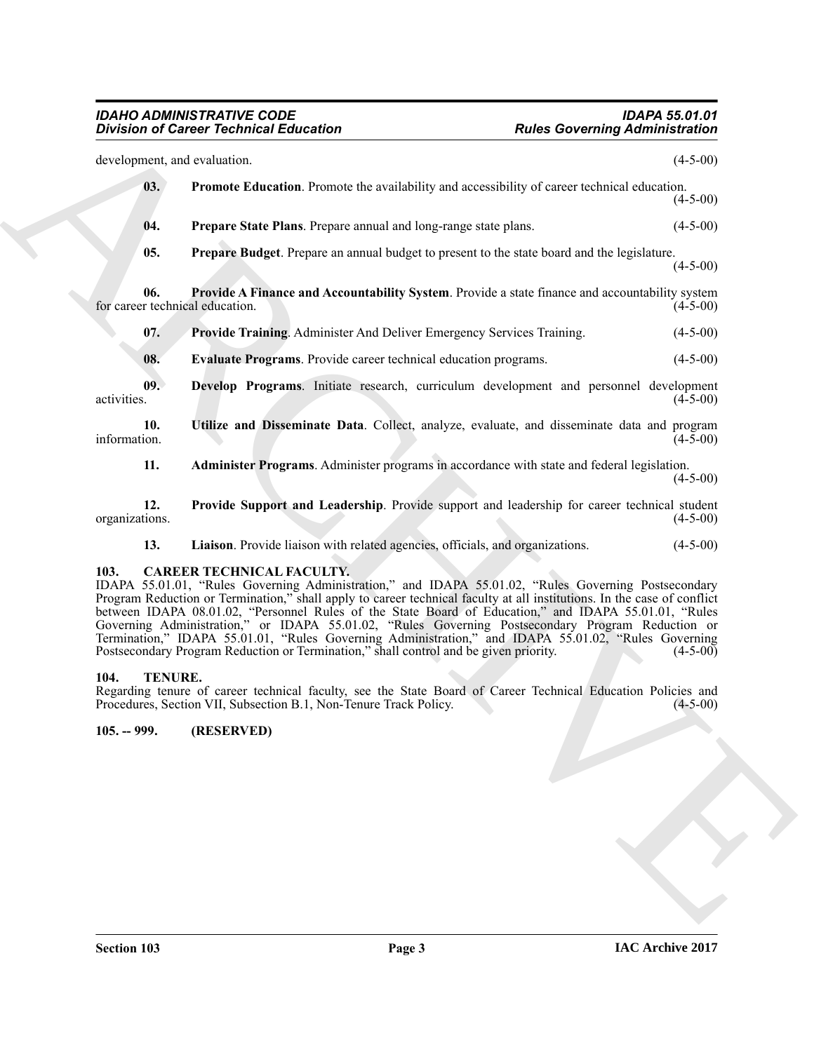development, and evaluation. (4-5-00)

**03. Promote Education**. Promote the availability and accessibility of career technical education. (4-5-00)

**04. Prepare State Plans**. Prepare annual and long-range state plans. (4-5-00)

**05. Prepare Budget**. Prepare an annual budget to present to the state board and the legislature. (4-5-00)

**06. Provide A Finance and Accountability System**. Provide a state finance and accountability system for career technical education. (4-5-00)

**07. Provide Training**. Administer And Deliver Emergency Services Training. (4-5-00)

**08. Evaluate Programs**. Provide career technical education programs. (4-5-00)

**09. Develop Programs**. Initiate research, curriculum development and personnel development activities. (4-5-00)

**10. Utilize and Disseminate Data**. Collect, analyze, evaluate, and disseminate data and program information. (4-5-00)

**11. Administer Programs**. Administer programs in accordance with state and federal legislation. (4-5-00)

**12. Provide Support and Leadership**. Provide support and leadership for career technical student organizations. (4-5-00)

**13. Liaison**. Provide liaison with related agencies, officials, and organizations. (4-5-00)

## 103. CAREER TECHNICAL FACULTY.

IDAPA 55.01.01, "Rules Governing Administration," and IDAPA 55.01.02, "Rules Governing Postsecondary Program Reduction or Termination," shall apply to career technical faculty at all institutions. In the case of conflict between IDAPA 08.01.02, "Personnel Rules of the State Board of Education," and IDAPA 55.01.01, "Rules Governing Administration," or IDAPA 55.01.02, "Rules Governing Postsecondary Program Reduction or Termination," IDAPA 55.01.01, "Rules Governing Administration," and IDAPA 55.01.02, "Rules Governing Postsecondary Program Reduction or Termination," shall control and be given priority. (4-5-00)

## 104. TENURE.

Regarding tenure of career technical faculty, see the State Board of Career Technical Education Policies and Procedures, Section VII, Subsection B.1, Non-Tenure Track Policy. (4-5-00)

## 105. -- 999. (RESERVED)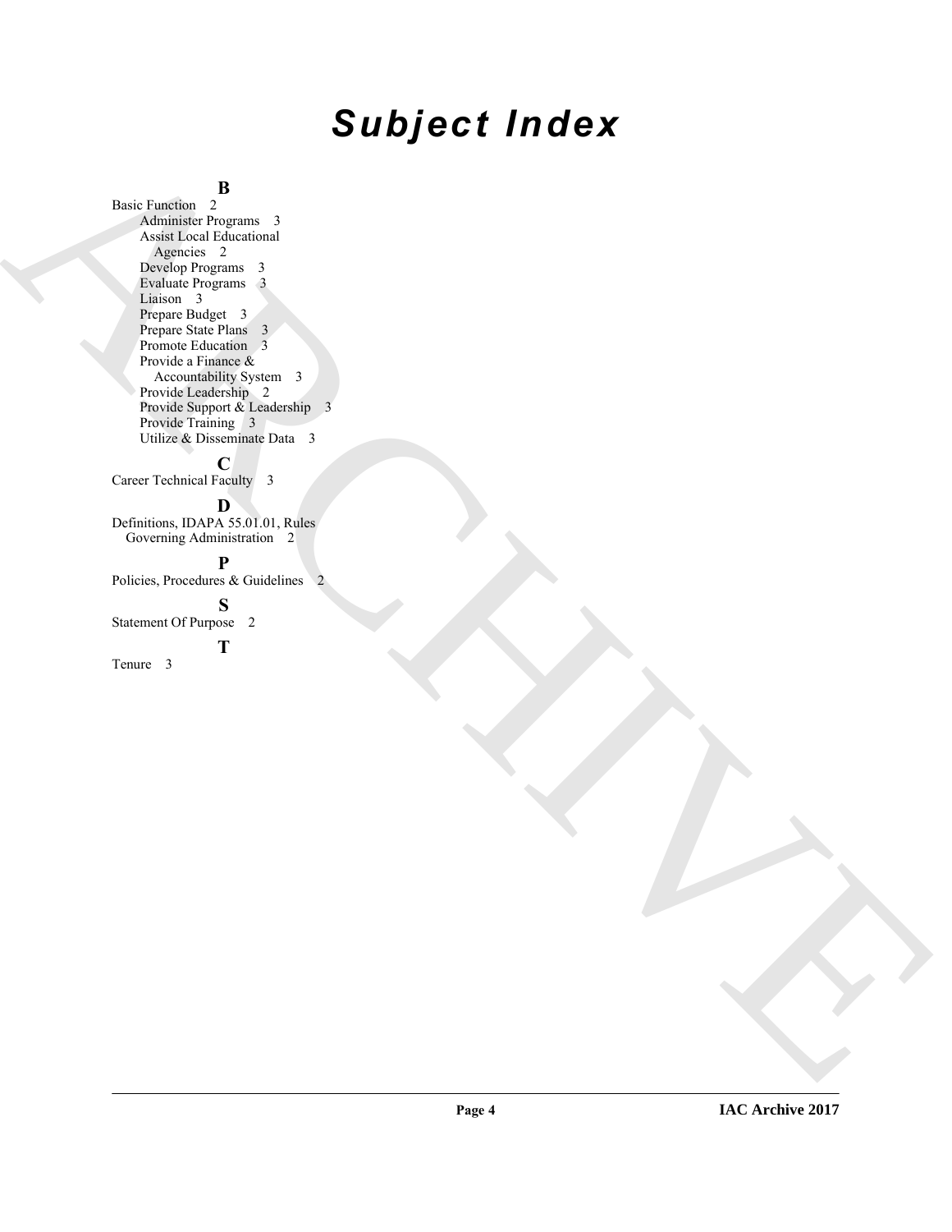# Subject Index

**B**

Basic Function 2
- Administer Programs 3
- Assist Local Educational Agencies 2
- Develop Programs 3
- Evaluate Programs 3
- Liaison 3
- Prepare Budget 3
- Prepare State Plans 3
- Promote Education 3
- Provide a Finance & Accountability System 3
- Provide Leadership 2
- Provide Support & Leadership 3
- Provide Training 3
- Utilize & Disseminate Data 3

**C**

Career Technical Faculty 3

**D**

Definitions, IDAPA 55.01.01, Rules Governing Administration 2

**P**

Policies, Procedures & Guidelines 2

**S**

Statement Of Purpose 2

**T**

Tenure 3